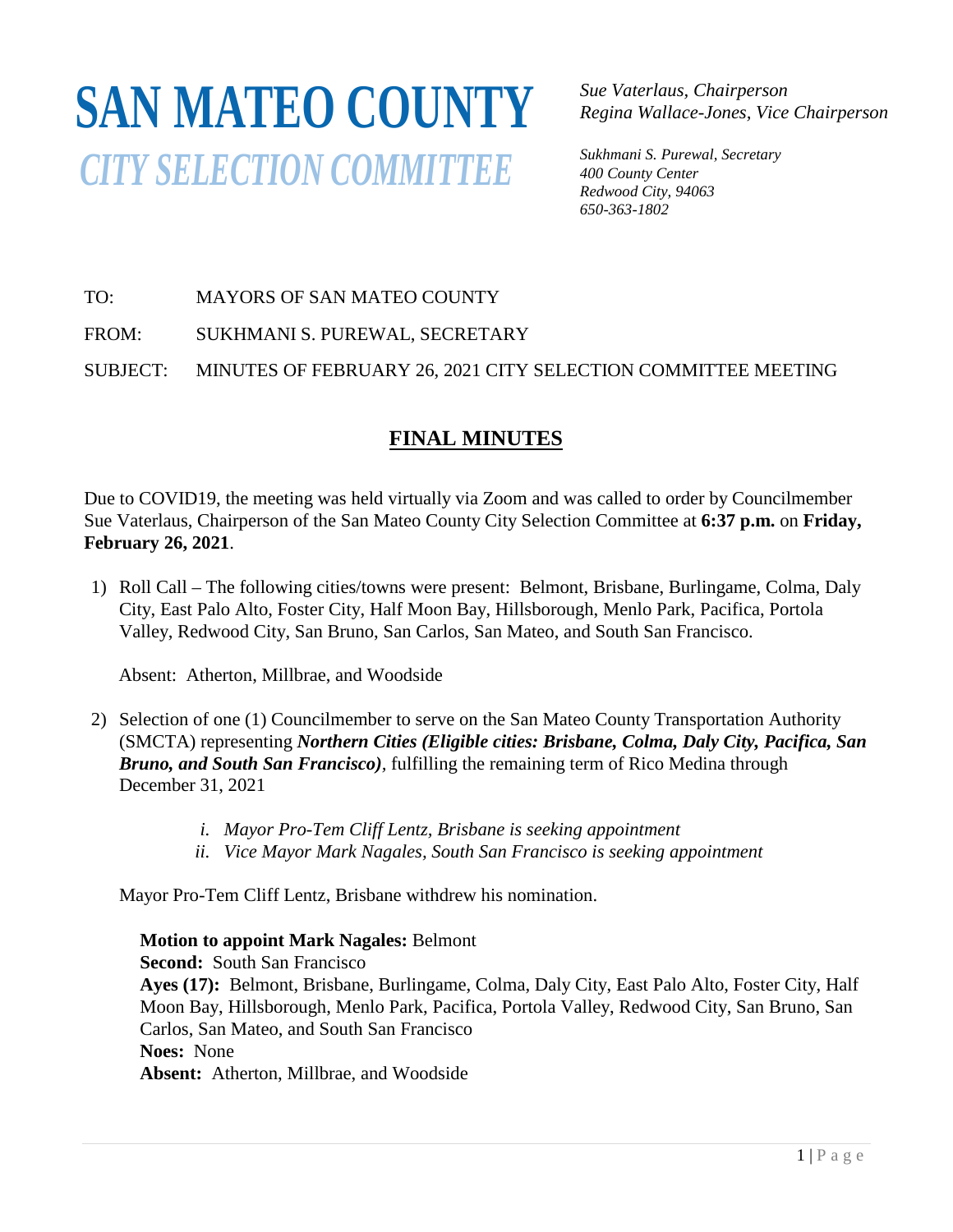# SAN MATEO COUNTY

## *CITY SELECTION COMMITTEE*

*Sue Vaterlaus, Chairperson*
*Regina Wallace-Jones, Vice Chairperson*

*Sukhmani S. Purewal, Secretary*
*400 County Center*
*Redwood City, 94063*
*650-363-1802*

TO: MAYORS OF SAN MATEO COUNTY

FROM: SUKHMANI S. PUREWAL, SECRETARY

SUBJECT: MINUTES OF FEBRUARY 26, 2021 CITY SELECTION COMMITTEE MEETING

## FINAL MINUTES

Due to COVID19, the meeting was held virtually via Zoom and was called to order by Councilmember Sue Vaterlaus, Chairperson of the San Mateo County City Selection Committee at **6:37 p.m.** on **Friday, February 26, 2021**.

1) Roll Call – The following cities/towns were present: Belmont, Brisbane, Burlingame, Colma, Daly City, East Palo Alto, Foster City, Half Moon Bay, Hillsborough, Menlo Park, Pacifica, Portola Valley, Redwood City, San Bruno, San Carlos, San Mateo, and South San Francisco.

   Absent: Atherton, Millbrae, and Woodside

2) Selection of one (1) Councilmember to serve on the San Mateo County Transportation Authority (SMCTA) representing ***Northern Cities (Eligible cities: Brisbane, Colma, Daly City, Pacifica, San Bruno, and South San Francisco)***, fulfilling the remaining term of Rico Medina through December 31, 2021

   i. *Mayor Pro-Tem Cliff Lentz, Brisbane is seeking appointment*
   ii. *Vice Mayor Mark Nagales, South San Francisco is seeking appointment*

   Mayor Pro-Tem Cliff Lentz, Brisbane withdrew his nomination.

   **Motion to appoint Mark Nagales:** Belmont
   **Second:** South San Francisco
   **Ayes (17):** Belmont, Brisbane, Burlingame, Colma, Daly City, East Palo Alto, Foster City, Half Moon Bay, Hillsborough, Menlo Park, Pacifica, Portola Valley, Redwood City, San Bruno, San Carlos, San Mateo, and South San Francisco
   **Noes:** None
   **Absent:** Atherton, Millbrae, and Woodside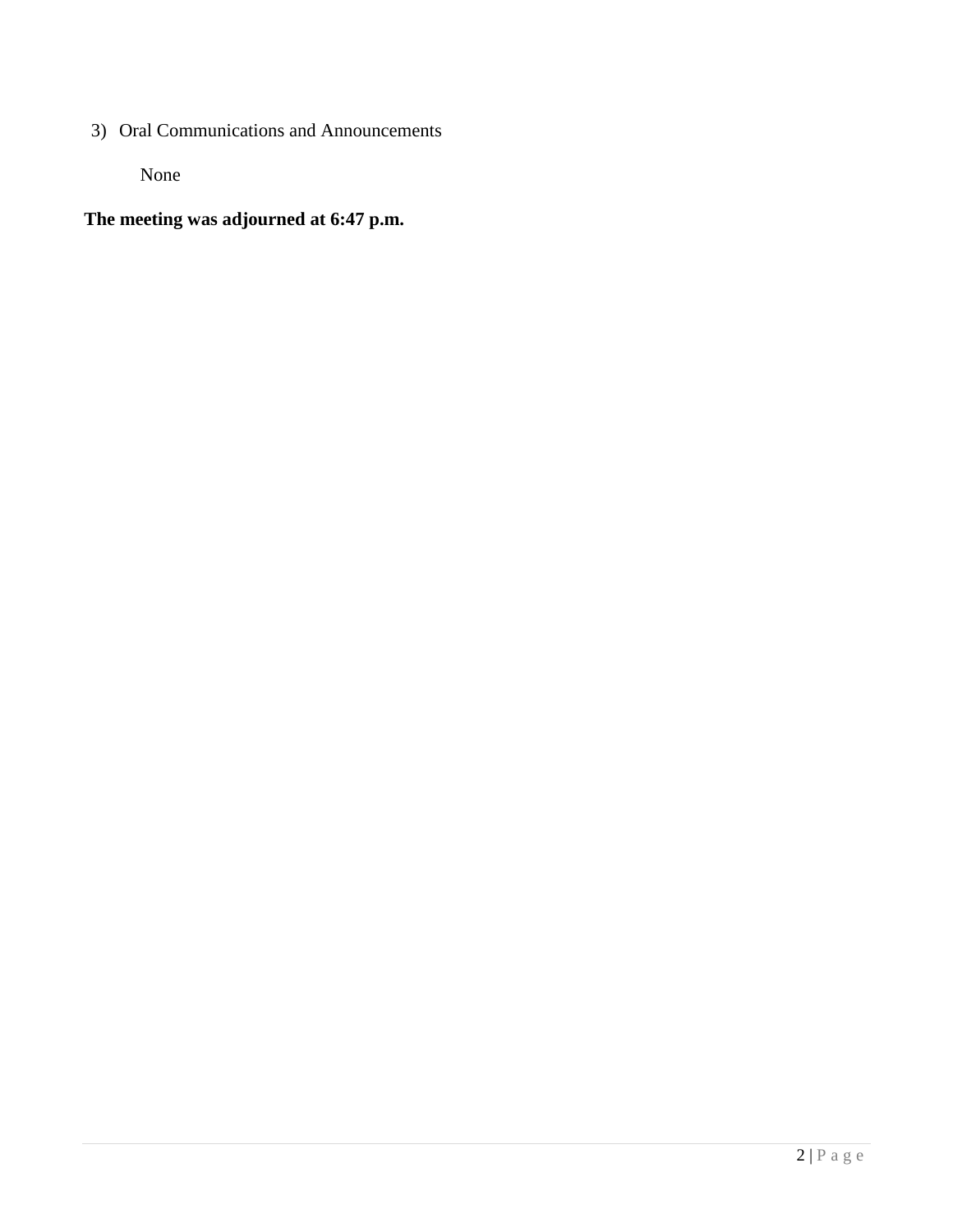3) Oral Communications and Announcements

None

**The meeting was adjourned at 6:47 p.m.**